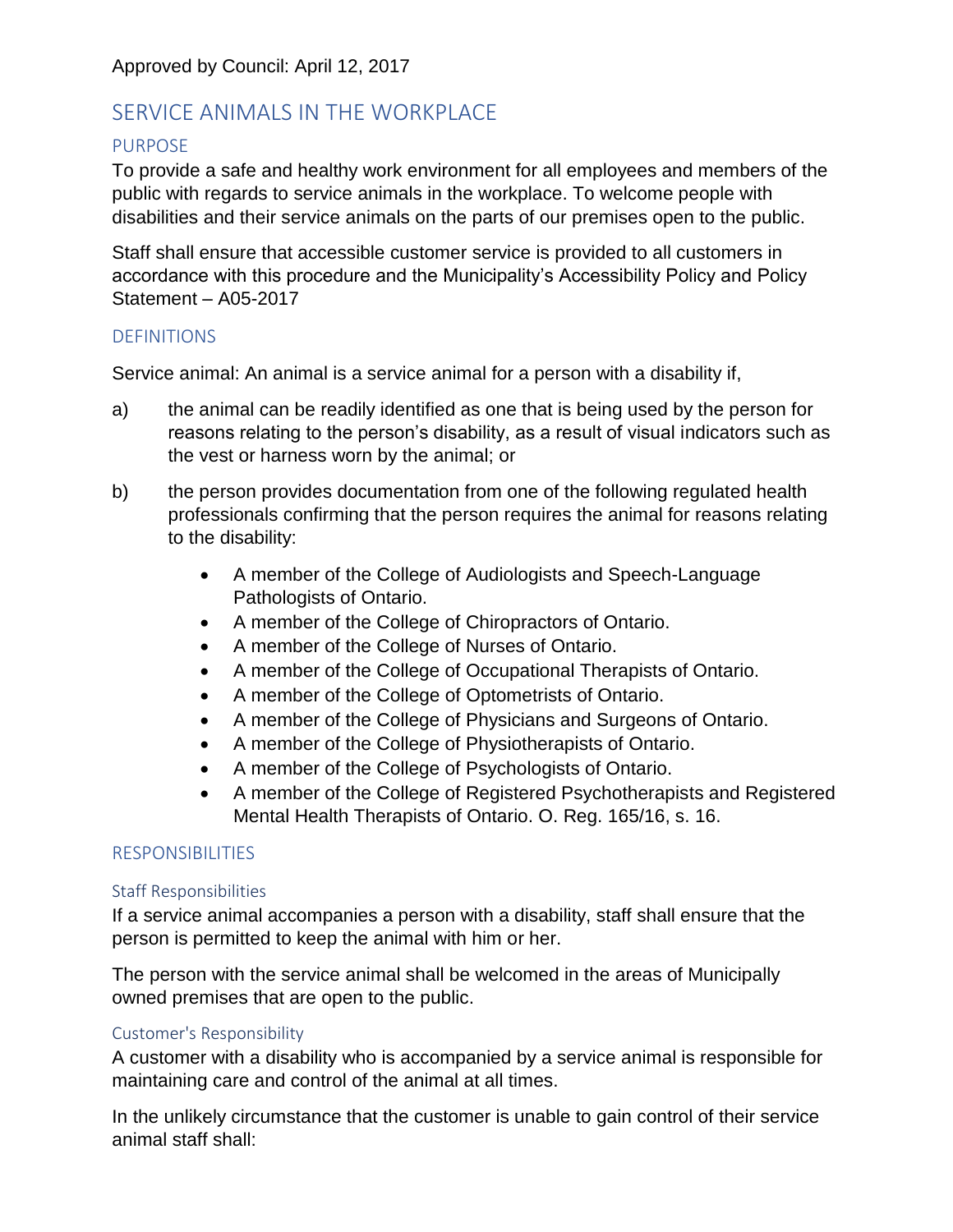Approved by Council: April 12, 2017

# SERVICE ANIMALS IN THE WORKPLACE

## PURPOSE

To provide a safe and healthy work environment for all employees and members of the public with regards to service animals in the workplace. To welcome people with disabilities and their service animals on the parts of our premises open to the public.

Staff shall ensure that accessible customer service is provided to all customers in accordance with this procedure and the Municipality's Accessibility Policy and Policy Statement – A05-2017

## DEFINITIONS

Service animal: An animal is a service animal for a person with a disability if,

a) the animal can be readily identified as one that is being used by the person for reasons relating to the person's disability, as a result of visual indicators such as the vest or harness worn by the animal; or

b) the person provides documentation from one of the following regulated health professionals confirming that the person requires the animal for reasons relating to the disability:

- A member of the College of Audiologists and Speech-Language Pathologists of Ontario.
- A member of the College of Chiropractors of Ontario.
- A member of the College of Nurses of Ontario.
- A member of the College of Occupational Therapists of Ontario.
- A member of the College of Optometrists of Ontario.
- A member of the College of Physicians and Surgeons of Ontario.
- A member of the College of Physiotherapists of Ontario.
- A member of the College of Psychologists of Ontario.
- A member of the College of Registered Psychotherapists and Registered Mental Health Therapists of Ontario. O. Reg. 165/16, s. 16.

## RESPONSIBILITIES

### Staff Responsibilities

If a service animal accompanies a person with a disability, staff shall ensure that the person is permitted to keep the animal with him or her.

The person with the service animal shall be welcomed in the areas of Municipally owned premises that are open to the public.

### Customer's Responsibility

A customer with a disability who is accompanied by a service animal is responsible for maintaining care and control of the animal at all times.

In the unlikely circumstance that the customer is unable to gain control of their service animal staff shall: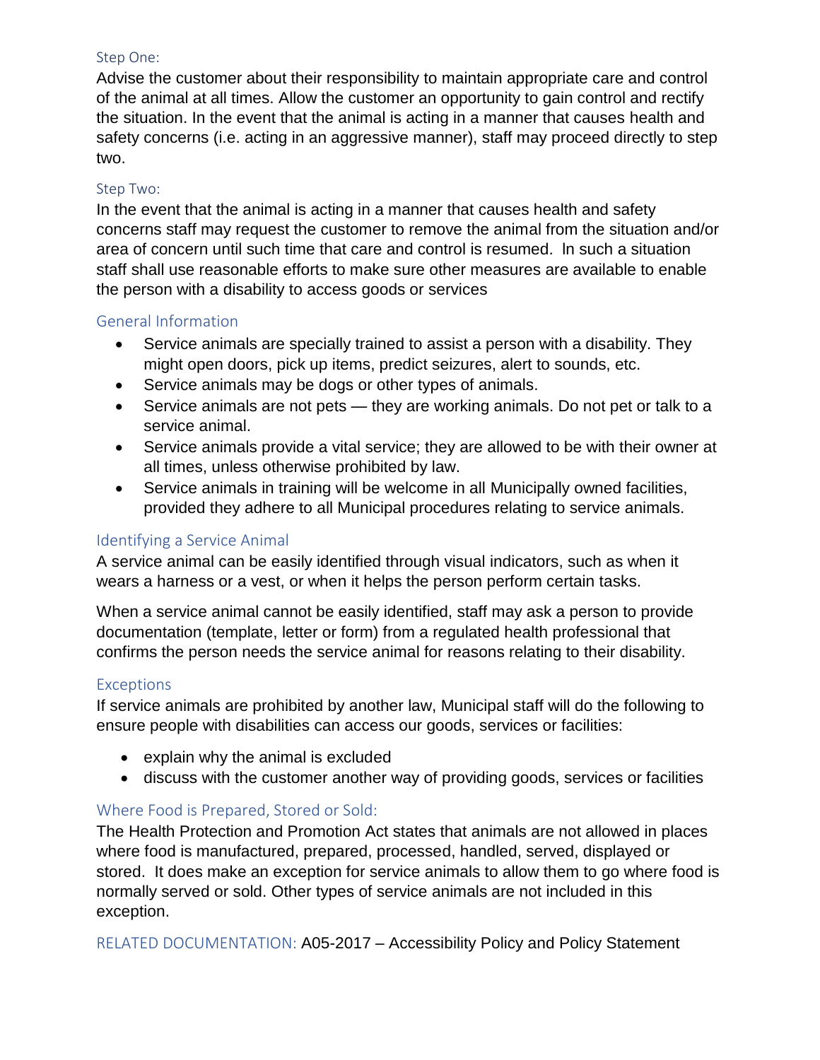### Step One:

Advise the customer about their responsibility to maintain appropriate care and control of the animal at all times. Allow the customer an opportunity to gain control and rectify the situation. In the event that the animal is acting in a manner that causes health and safety concerns (i.e. acting in an aggressive manner), staff may proceed directly to step two.

### Step Two:

In the event that the animal is acting in a manner that causes health and safety concerns staff may request the customer to remove the animal from the situation and/or area of concern until such time that care and control is resumed. In such a situation staff shall use reasonable efforts to make sure other measures are available to enable the person with a disability to access goods or services

## General Information

- Service animals are specially trained to assist a person with a disability. They might open doors, pick up items, predict seizures, alert to sounds, etc.
- Service animals may be dogs or other types of animals.
- Service animals are not pets — they are working animals. Do not pet or talk to a service animal.
- Service animals provide a vital service; they are allowed to be with their owner at all times, unless otherwise prohibited by law.
- Service animals in training will be welcome in all Municipally owned facilities, provided they adhere to all Municipal procedures relating to service animals.

## Identifying a Service Animal

A service animal can be easily identified through visual indicators, such as when it wears a harness or a vest, or when it helps the person perform certain tasks.

When a service animal cannot be easily identified, staff may ask a person to provide documentation (template, letter or form) from a regulated health professional that confirms the person needs the service animal for reasons relating to their disability.

## Exceptions

If service animals are prohibited by another law, Municipal staff will do the following to ensure people with disabilities can access our goods, services or facilities:

- explain why the animal is excluded
- discuss with the customer another way of providing goods, services or facilities

## Where Food is Prepared, Stored or Sold:

The Health Protection and Promotion Act states that animals are not allowed in places where food is manufactured, prepared, processed, handled, served, displayed or stored. It does make an exception for service animals to allow them to go where food is normally served or sold. Other types of service animals are not included in this exception.

RELATED DOCUMENTATION: A05-2017 – Accessibility Policy and Policy Statement